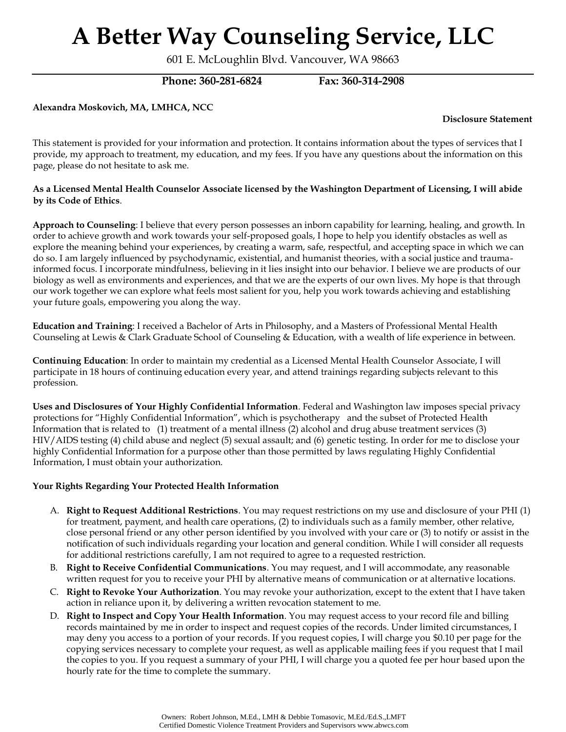# A Better Way Counseling Service, LLC

601 E. McLoughlin Blvd. Vancouver, WA 98663

**Phone: 360-281-6824 Fax: 360-314-2908**

**Alexandra Moskovich, MA, LMHCA, NCC**

**Disclosure Statement**

This statement is provided for your information and protection. It contains information about the types of services that I provide, my approach to treatment, my education, and my fees. If you have any questions about the information on this page, please do not hesitate to ask me.

**As a Licensed Mental Health Counselor Associate licensed by the Washington Department of Licensing, I will abide by its Code of Ethics**.

**Approach to Counseling**: I believe that every person possesses an inborn capability for learning, healing, and growth. In order to achieve growth and work towards your self-proposed goals, I hope to help you identify obstacles as well as explore the meaning behind your experiences, by creating a warm, safe, respectful, and accepting space in which we can do so. I am largely influenced by psychodynamic, existential, and humanist theories, with a social justice and trauma-informed focus. I incorporate mindfulness, believing in it lies insight into our behavior. I believe we are products of our biology as well as environments and experiences, and that we are the experts of our own lives. My hope is that through our work together we can explore what feels most salient for you, help you work towards achieving and establishing your future goals, empowering you along the way.

**Education and Training**: I received a Bachelor of Arts in Philosophy, and a Masters of Professional Mental Health Counseling at Lewis & Clark Graduate School of Counseling & Education, with a wealth of life experience in between.

**Continuing Education**: In order to maintain my credential as a Licensed Mental Health Counselor Associate, I will participate in 18 hours of continuing education every year, and attend trainings regarding subjects relevant to this profession.

**Uses and Disclosures of Your Highly Confidential Information**. Federal and Washington law imposes special privacy protections for "Highly Confidential Information", which is psychotherapy and the subset of Protected Health Information that is related to (1) treatment of a mental illness (2) alcohol and drug abuse treatment services (3) HIV/AIDS testing (4) child abuse and neglect (5) sexual assault; and (6) genetic testing. In order for me to disclose your highly Confidential Information for a purpose other than those permitted by laws regulating Highly Confidential Information, I must obtain your authorization.

**Your Rights Regarding Your Protected Health Information**

A. **Right to Request Additional Restrictions**. You may request restrictions on my use and disclosure of your PHI (1) for treatment, payment, and health care operations, (2) to individuals such as a family member, other relative, close personal friend or any other person identified by you involved with your care or (3) to notify or assist in the notification of such individuals regarding your location and general condition. While I will consider all requests for additional restrictions carefully, I am not required to agree to a requested restriction.

B. **Right to Receive Confidential Communications**. You may request, and I will accommodate, any reasonable written request for you to receive your PHI by alternative means of communication or at alternative locations.

C. **Right to Revoke Your Authorization**. You may revoke your authorization, except to the extent that I have taken action in reliance upon it, by delivering a written revocation statement to me.

D. **Right to Inspect and Copy Your Health Information**. You may request access to your record file and billing records maintained by me in order to inspect and request copies of the records. Under limited circumstances, I may deny you access to a portion of your records. If you request copies, I will charge you $0.10 per page for the copying services necessary to complete your request, as well as applicable mailing fees if you request that I mail the copies to you. If you request a summary of your PHI, I will charge you a quoted fee per hour based upon the hourly rate for the time to complete the summary.

Owners: Robert Johnson, M.Ed., LMH & Debbie Tomasovic, M.Ed./Ed.S.,LMFT
Certified Domestic Violence Treatment Providers and Supervisors www.abwcs.com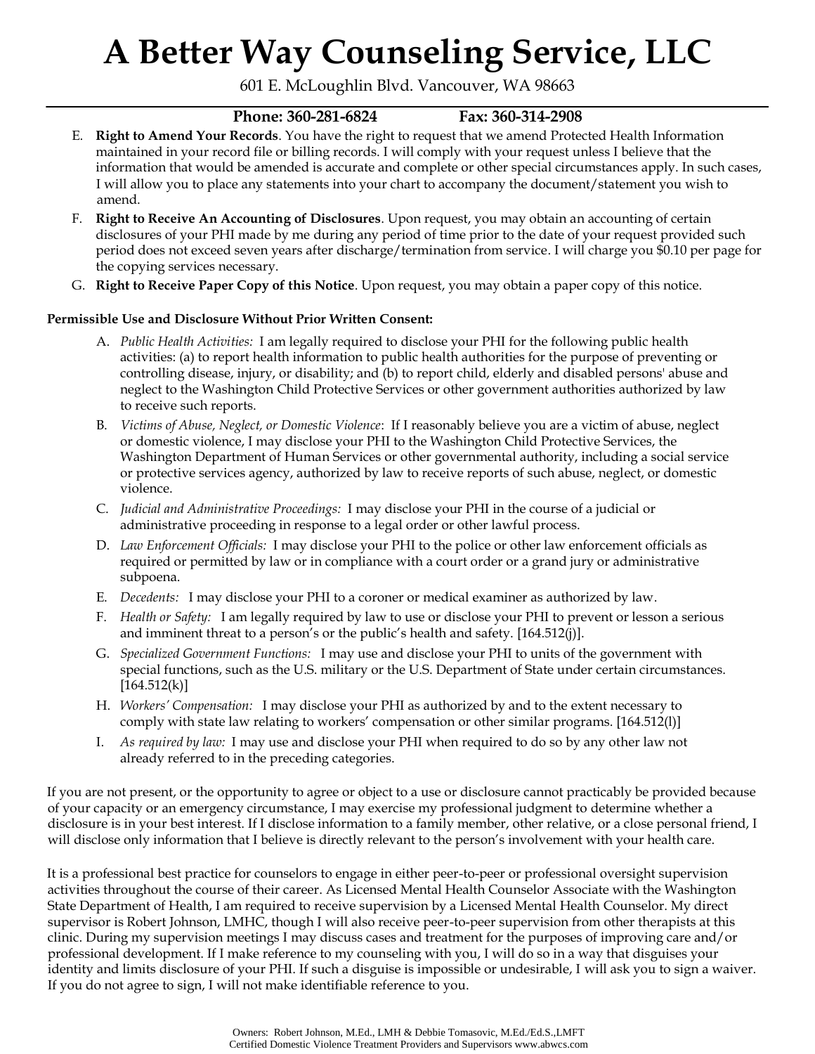E. **Right to Amend Your Records**. You have the right to request that we amend Protected Health Information maintained in your record file or billing records. I will comply with your request unless I believe that the information that would be amended is accurate and complete or other special circumstances apply. In such cases, I will allow you to place any statements into your chart to accompany the document/statement you wish to amend.

F. **Right to Receive An Accounting of Disclosures**. Upon request, you may obtain an accounting of certain disclosures of your PHI made by me during any period of time prior to the date of your request provided such period does not exceed seven years after discharge/termination from service. I will charge you $0.10 per page for the copying services necessary.

G. **Right to Receive Paper Copy of this Notice**. Upon request, you may obtain a paper copy of this notice.

**Permissible Use and Disclosure Without Prior Written Consent:**

A. *Public Health Activities:* I am legally required to disclose your PHI for the following public health activities: (a) to report health information to public health authorities for the purpose of preventing or controlling disease, injury, or disability; and (b) to report child, elderly and disabled persons' abuse and neglect to the Washington Child Protective Services or other government authorities authorized by law to receive such reports.

B. *Victims of Abuse, Neglect, or Domestic Violence*: If I reasonably believe you are a victim of abuse, neglect or domestic violence, I may disclose your PHI to the Washington Child Protective Services, the Washington Department of Human Services or other governmental authority, including a social service or protective services agency, authorized by law to receive reports of such abuse, neglect, or domestic violence.

C. *Judicial and Administrative Proceedings:* I may disclose your PHI in the course of a judicial or administrative proceeding in response to a legal order or other lawful process.

D. *Law Enforcement Officials:* I may disclose your PHI to the police or other law enforcement officials as required or permitted by law or in compliance with a court order or a grand jury or administrative subpoena.

E. *Decedents:* I may disclose your PHI to a coroner or medical examiner as authorized by law.

F. *Health or Safety:* I am legally required by law to use or disclose your PHI to prevent or lesson a serious and imminent threat to a person's or the public's health and safety. [164.512(j)].

G. *Specialized Government Functions:* I may use and disclose your PHI to units of the government with special functions, such as the U.S. military or the U.S. Department of State under certain circumstances. [164.512(k)]

H. *Workers' Compensation:* I may disclose your PHI as authorized by and to the extent necessary to comply with state law relating to workers' compensation or other similar programs. [164.512(l)]

I. *As required by law:* I may use and disclose your PHI when required to do so by any other law not already referred to in the preceding categories.

If you are not present, or the opportunity to agree or object to a use or disclosure cannot practicably be provided because of your capacity or an emergency circumstance, I may exercise my professional judgment to determine whether a disclosure is in your best interest. If I disclose information to a family member, other relative, or a close personal friend, I will disclose only information that I believe is directly relevant to the person's involvement with your health care.

It is a professional best practice for counselors to engage in either peer-to-peer or professional oversight supervision activities throughout the course of their career. As Licensed Mental Health Counselor Associate with the Washington State Department of Health, I am required to receive supervision by a Licensed Mental Health Counselor. My direct supervisor is Robert Johnson, LMHC, though I will also receive peer-to-peer supervision from other therapists at this clinic. During my supervision meetings I may discuss cases and treatment for the purposes of improving care and/or professional development. If I make reference to my counseling with you, I will do so in a way that disguises your identity and limits disclosure of your PHI. If such a disguise is impossible or undesirable, I will ask you to sign a waiver. If you do not agree to sign, I will not make identifiable reference to you.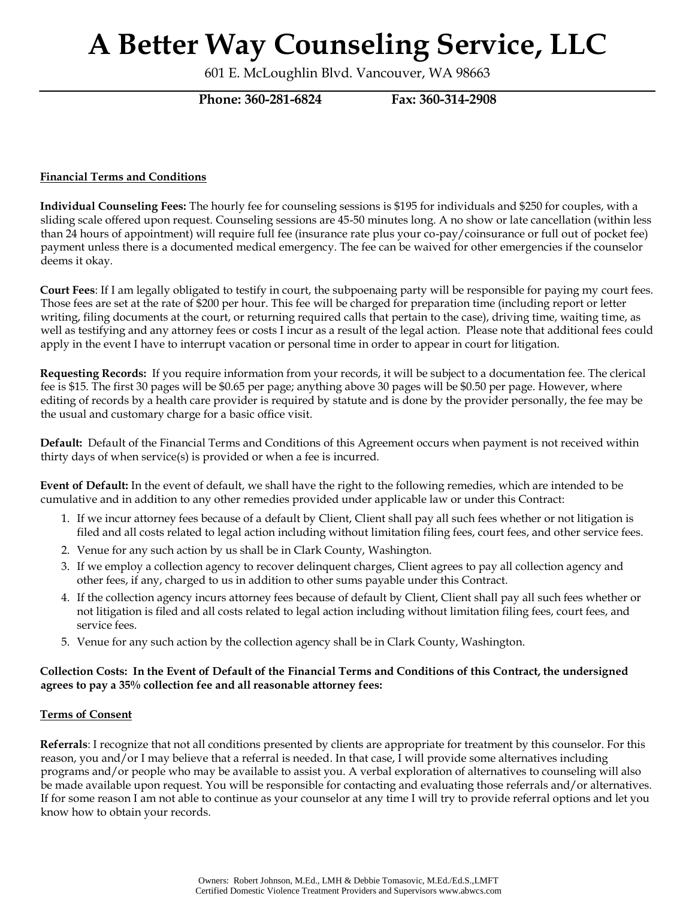# A Better Way Counseling Service, LLC

601 E. McLoughlin Blvd. Vancouver, WA 98663

**Phone: 360-281-6824** **Fax: 360-314-2908**

---

**Financial Terms and Conditions**

**Individual Counseling Fees:** The hourly fee for counseling sessions is $195 for individuals and $250 for couples, with a sliding scale offered upon request. Counseling sessions are 45-50 minutes long. A no show or late cancellation (within less than 24 hours of appointment) will require full fee (insurance rate plus your co-pay/coinsurance or full out of pocket fee) payment unless there is a documented medical emergency. The fee can be waived for other emergencies if the counselor deems it okay.

**Court Fees**: If I am legally obligated to testify in court, the subpoenaing party will be responsible for paying my court fees. Those fees are set at the rate of $200 per hour. This fee will be charged for preparation time (including report or letter writing, filing documents at the court, or returning required calls that pertain to the case), driving time, waiting time, as well as testifying and any attorney fees or costs I incur as a result of the legal action. Please note that additional fees could apply in the event I have to interrupt vacation or personal time in order to appear in court for litigation.

**Requesting Records:** If you require information from your records, it will be subject to a documentation fee. The clerical fee is $15. The first 30 pages will be $0.65 per page; anything above 30 pages will be $0.50 per page. However, where editing of records by a health care provider is required by statute and is done by the provider personally, the fee may be the usual and customary charge for a basic office visit.

**Default:** Default of the Financial Terms and Conditions of this Agreement occurs when payment is not received within thirty days of when service(s) is provided or when a fee is incurred.

**Event of Default:** In the event of default, we shall have the right to the following remedies, which are intended to be cumulative and in addition to any other remedies provided under applicable law or under this Contract:

1. If we incur attorney fees because of a default by Client, Client shall pay all such fees whether or not litigation is filed and all costs related to legal action including without limitation filing fees, court fees, and other service fees.
2. Venue for any such action by us shall be in Clark County, Washington.
3. If we employ a collection agency to recover delinquent charges, Client agrees to pay all collection agency and other fees, if any, charged to us in addition to other sums payable under this Contract.
4. If the collection agency incurs attorney fees because of default by Client, Client shall pay all such fees whether or not litigation is filed and all costs related to legal action including without limitation filing fees, court fees, and service fees.
5. Venue for any such action by the collection agency shall be in Clark County, Washington.

**Collection Costs: In the Event of Default of the Financial Terms and Conditions of this Contract, the undersigned agrees to pay a 35% collection fee and all reasonable attorney fees:**

**Terms of Consent**

**Referrals**: I recognize that not all conditions presented by clients are appropriate for treatment by this counselor. For this reason, you and/or I may believe that a referral is needed. In that case, I will provide some alternatives including programs and/or people who may be available to assist you. A verbal exploration of alternatives to counseling will also be made available upon request. You will be responsible for contacting and evaluating those referrals and/or alternatives. If for some reason I am not able to continue as your counselor at any time I will try to provide referral options and let you know how to obtain your records.

Owners: Robert Johnson, M.Ed., LMH & Debbie Tomasovic, M.Ed./Ed.S.,LMFT
Certified Domestic Violence Treatment Providers and Supervisors www.abwcs.com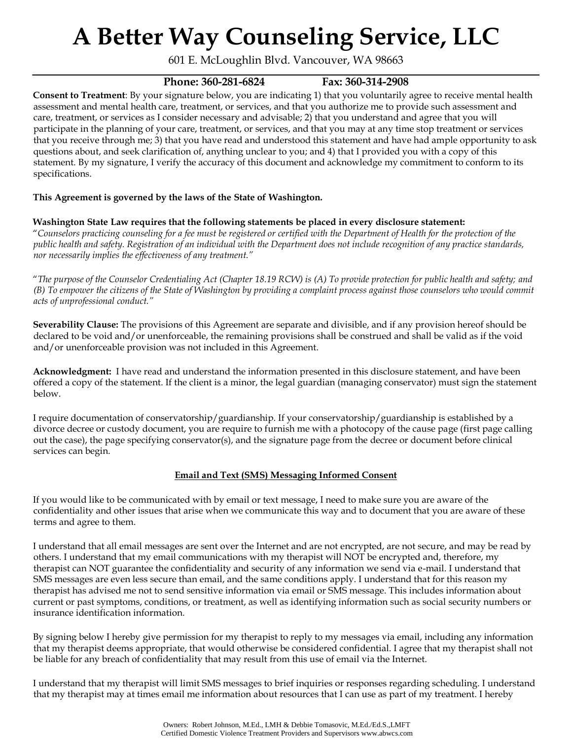# A Better Way Counseling Service, LLC

601 E. McLoughlin Blvd. Vancouver, WA 98663

**Phone: 360-281-6824 Fax: 360-314-2908**

**Consent to Treatment**: By your signature below, you are indicating 1) that you voluntarily agree to receive mental health assessment and mental health care, treatment, or services, and that you authorize me to provide such assessment and care, treatment, or services as I consider necessary and advisable; 2) that you understand and agree that you will participate in the planning of your care, treatment, or services, and that you may at any time stop treatment or services that you receive through me; 3) that you have read and understood this statement and have had ample opportunity to ask questions about, and seek clarification of, anything unclear to you; and 4) that I provided you with a copy of this statement. By my signature, I verify the accuracy of this document and acknowledge my commitment to conform to its specifications.

**This Agreement is governed by the laws of the State of Washington.**

**Washington State Law requires that the following statements be placed in every disclosure statement:**
"*Counselors practicing counseling for a fee must be registered or certified with the Department of Health for the protection of the public health and safety. Registration of an individual with the Department does not include recognition of any practice standards, nor necessarily implies the effectiveness of any treatment.*"

"*The purpose of the Counselor Credentialing Act (Chapter 18.19 RCW) is (A) To provide protection for public health and safety; and (B) To empower the citizens of the State of Washington by providing a complaint process against those counselors who would commit acts of unprofessional conduct.*"

**Severability Clause:** The provisions of this Agreement are separate and divisible, and if any provision hereof should be declared to be void and/or unenforceable, the remaining provisions shall be construed and shall be valid as if the void and/or unenforceable provision was not included in this Agreement.

**Acknowledgment:** I have read and understand the information presented in this disclosure statement, and have been offered a copy of the statement. If the client is a minor, the legal guardian (managing conservator) must sign the statement below.

I require documentation of conservatorship/guardianship. If your conservatorship/guardianship is established by a divorce decree or custody document, you are require to furnish me with a photocopy of the cause page (first page calling out the case), the page specifying conservator(s), and the signature page from the decree or document before clinical services can begin.

## Email and Text (SMS) Messaging Informed Consent

If you would like to be communicated with by email or text message, I need to make sure you are aware of the confidentiality and other issues that arise when we communicate this way and to document that you are aware of these terms and agree to them.

I understand that all email messages are sent over the Internet and are not encrypted, are not secure, and may be read by others. I understand that my email communications with my therapist will NOT be encrypted and, therefore, my therapist can NOT guarantee the confidentiality and security of any information we send via e-mail. I understand that SMS messages are even less secure than email, and the same conditions apply. I understand that for this reason my therapist has advised me not to send sensitive information via email or SMS message. This includes information about current or past symptoms, conditions, or treatment, as well as identifying information such as social security numbers or insurance identification information.

By signing below I hereby give permission for my therapist to reply to my messages via email, including any information that my therapist deems appropriate, that would otherwise be considered confidential. I agree that my therapist shall not be liable for any breach of confidentiality that may result from this use of email via the Internet.

I understand that my therapist will limit SMS messages to brief inquiries or responses regarding scheduling. I understand that my therapist may at times email me information about resources that I can use as part of my treatment. I hereby

Owners: Robert Johnson, M.Ed., LMH & Debbie Tomasovic, M.Ed./Ed.S.,LMFT
Certified Domestic Violence Treatment Providers and Supervisors www.abwcs.com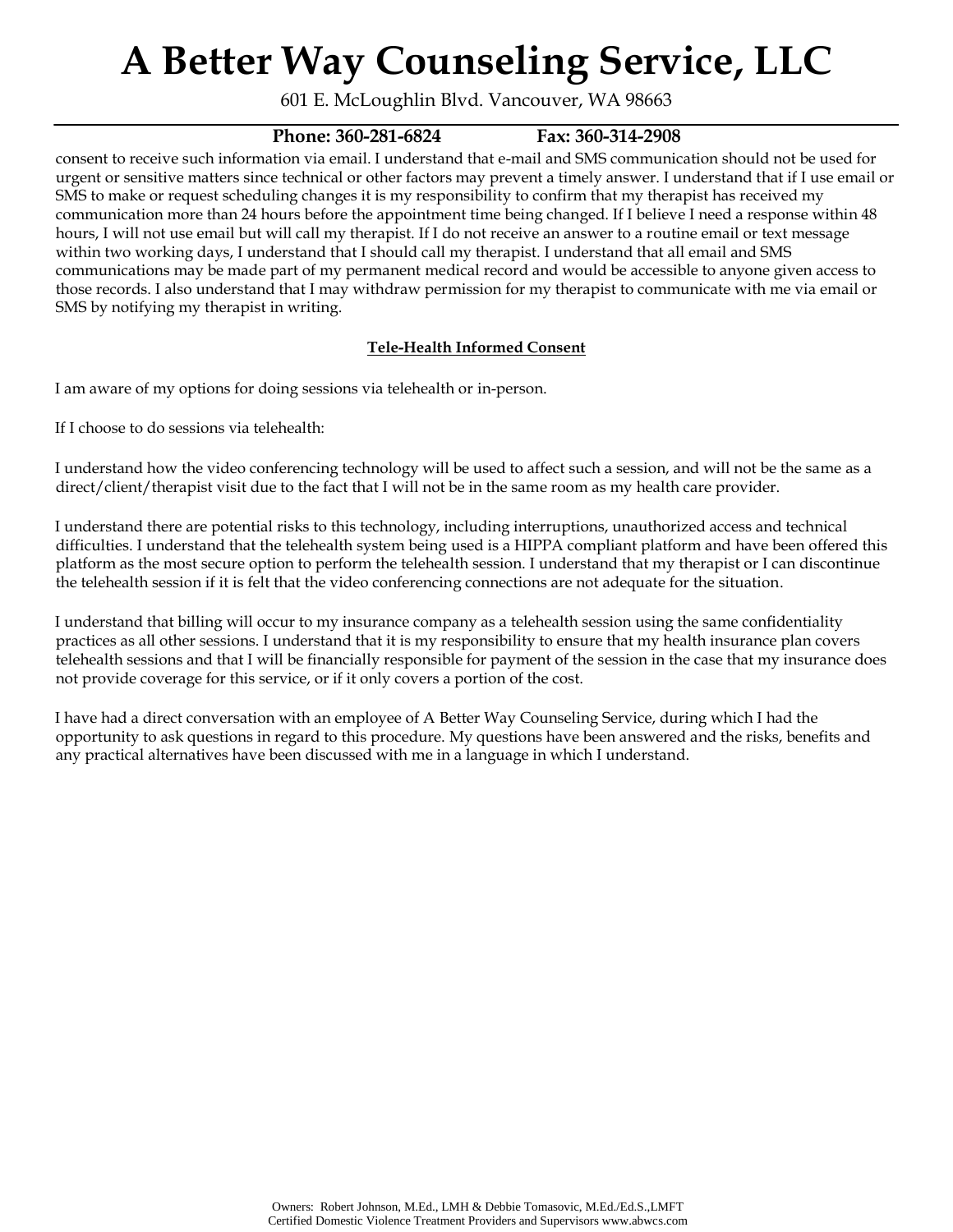consent to receive such information via email. I understand that e-mail and SMS communication should not be used for urgent or sensitive matters since technical or other factors may prevent a timely answer. I understand that if I use email or SMS to make or request scheduling changes it is my responsibility to confirm that my therapist has received my communication more than 24 hours before the appointment time being changed. If I believe I need a response within 48 hours, I will not use email but will call my therapist. If I do not receive an answer to a routine email or text message within two working days, I understand that I should call my therapist. I understand that all email and SMS communications may be made part of my permanent medical record and would be accessible to anyone given access to those records. I also understand that I may withdraw permission for my therapist to communicate with me via email or SMS by notifying my therapist in writing.

## Tele-Health Informed Consent

I am aware of my options for doing sessions via telehealth or in-person.

If I choose to do sessions via telehealth:

I understand how the video conferencing technology will be used to affect such a session, and will not be the same as a direct/client/therapist visit due to the fact that I will not be in the same room as my health care provider.

I understand there are potential risks to this technology, including interruptions, unauthorized access and technical difficulties. I understand that the telehealth system being used is a HIPPA compliant platform and have been offered this platform as the most secure option to perform the telehealth session. I understand that my therapist or I can discontinue the telehealth session if it is felt that the video conferencing connections are not adequate for the situation.

I understand that billing will occur to my insurance company as a telehealth session using the same confidentiality practices as all other sessions. I understand that it is my responsibility to ensure that my health insurance plan covers telehealth sessions and that I will be financially responsible for payment of the session in the case that my insurance does not provide coverage for this service, or if it only covers a portion of the cost.

I have had a direct conversation with an employee of A Better Way Counseling Service, during which I had the opportunity to ask questions in regard to this procedure. My questions have been answered and the risks, benefits and any practical alternatives have been discussed with me in a language in which I understand.